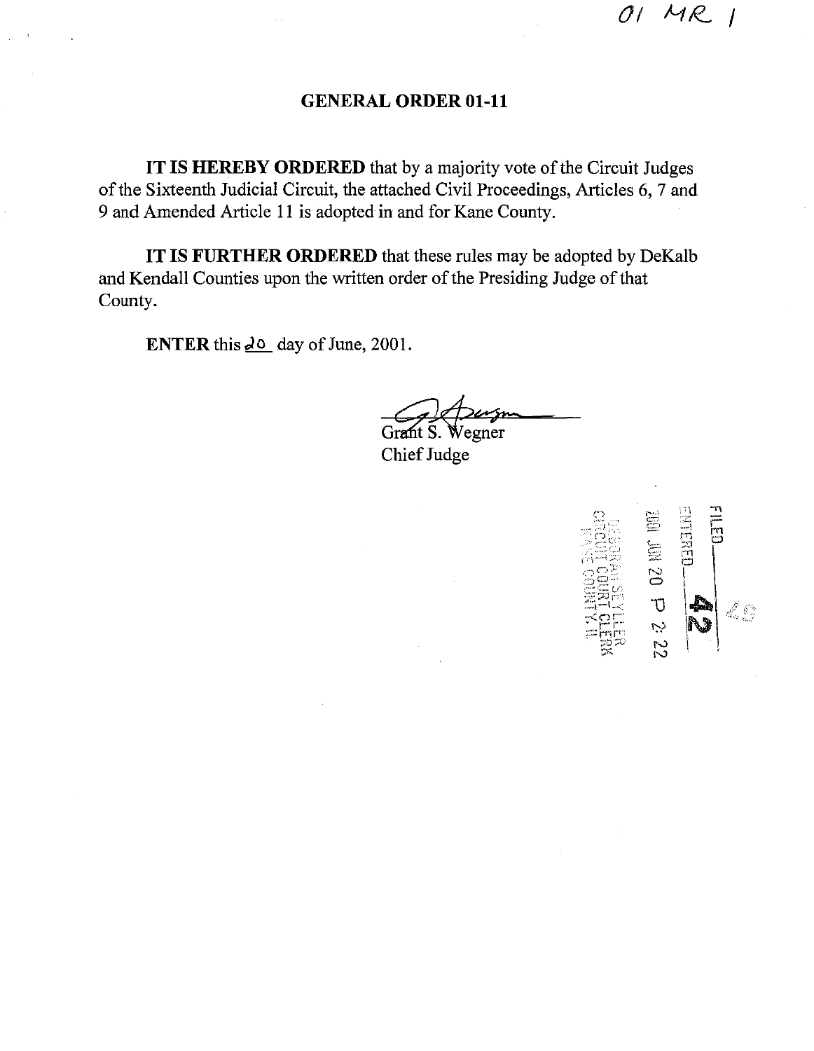01 MR 1

# GENERAL ORDER 01-11

**IT IS HEREBY ORDERED** that by a majority vote of the Circuit Judges of the Sixteenth Judicial Circuit, the attached Civil Proceedings, Articles 6, 7 and 9 and Amended Article 11 is adopted in and for Kane County.

**IT IS FURTHER ORDERED** that these rules may be adopted by DeKalb and Kendall Counties upon the written order of the Presiding Judge of that County.

**ENTER** this 20 day of June, 2001.

Grant S. Wegner
Chief Judge

FILED
ENTERED 42
2001 JUN 20 P 2:22
DEBORAH SEYLLER
CIRCUIT COURT CLERK
KANE COUNTY, IL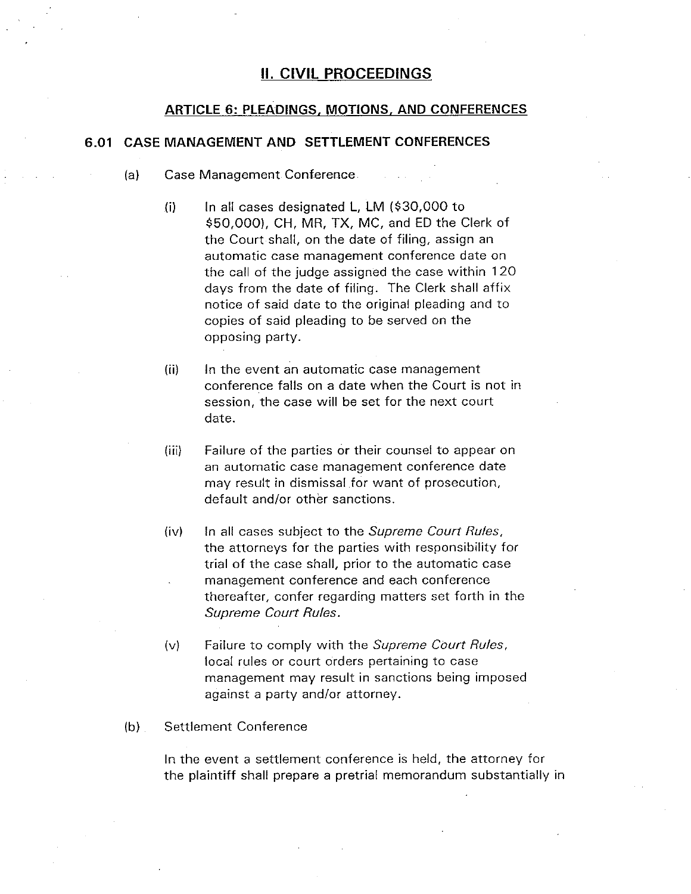# II. CIVIL PROCEEDINGS

## ARTICLE 6: PLEADINGS, MOTIONS, AND CONFERENCES

### 6.01 CASE MANAGEMENT AND SETTLEMENT CONFERENCES

(a) Case Management Conference

(i) In all cases designated L, LM ($30,000 to $50,000), CH, MR, TX, MC, and ED the Clerk of the Court shall, on the date of filing, assign an automatic case management conference date on the call of the judge assigned the case within 120 days from the date of filing. The Clerk shall affix notice of said date to the original pleading and to copies of said pleading to be served on the opposing party.

(ii) In the event an automatic case management conference falls on a date when the Court is not in session, the case will be set for the next court date.

(iii) Failure of the parties or their counsel to appear on an automatic case management conference date may result in dismissal for want of prosecution, default and/or other sanctions.

(iv) In all cases subject to the *Supreme Court Rules*, the attorneys for the parties with responsibility for trial of the case shall, prior to the automatic case management conference and each conference thereafter, confer regarding matters set forth in the *Supreme Court Rules*.

(v) Failure to comply with the *Supreme Court Rules*, local rules or court orders pertaining to case management may result in sanctions being imposed against a party and/or attorney.

(b) Settlement Conference

In the event a settlement conference is held, the attorney for the plaintiff shall prepare a pretrial memorandum substantially in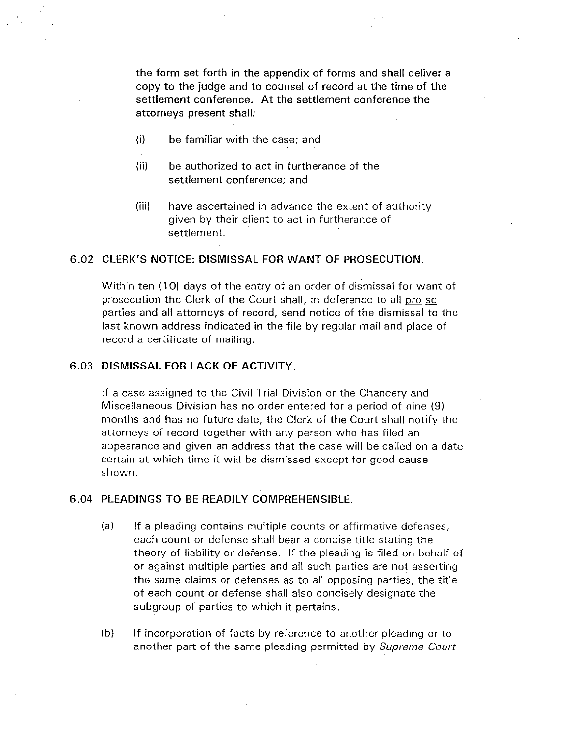the form set forth in the appendix of forms and shall deliver a copy to the judge and to counsel of record at the time of the settlement conference. At the settlement conference the attorneys present shall:

(i) be familiar with the case; and

(ii) be authorized to act in furtherance of the settlement conference; and

(iii) have ascertained in advance the extent of authority given by their client to act in furtherance of settlement.

## 6.02 CLERK'S NOTICE: DISMISSAL FOR WANT OF PROSECUTION.

Within ten (10) days of the entry of an order of dismissal for want of prosecution the Clerk of the Court shall, in deference to all pro se parties and all attorneys of record, send notice of the dismissal to the last known address indicated in the file by regular mail and place of record a certificate of mailing.

## 6.03 DISMISSAL FOR LACK OF ACTIVITY.

If a case assigned to the Civil Trial Division or the Chancery and Miscellaneous Division has no order entered for a period of nine (9) months and has no future date, the Clerk of the Court shall notify the attorneys of record together with any person who has filed an appearance and given an address that the case will be called on a date certain at which time it will be dismissed except for good cause shown.

## 6.04 PLEADINGS TO BE READILY COMPREHENSIBLE.

(a) If a pleading contains multiple counts or affirmative defenses, each count or defense shall bear a concise title stating the theory of liability or defense. If the pleading is filed on behalf of or against multiple parties and all such parties are not asserting the same claims or defenses as to all opposing parties, the title of each count or defense shall also concisely designate the subgroup of parties to which it pertains.

(b) If incorporation of facts by reference to another pleading or to another part of the same pleading permitted by *Supreme Court*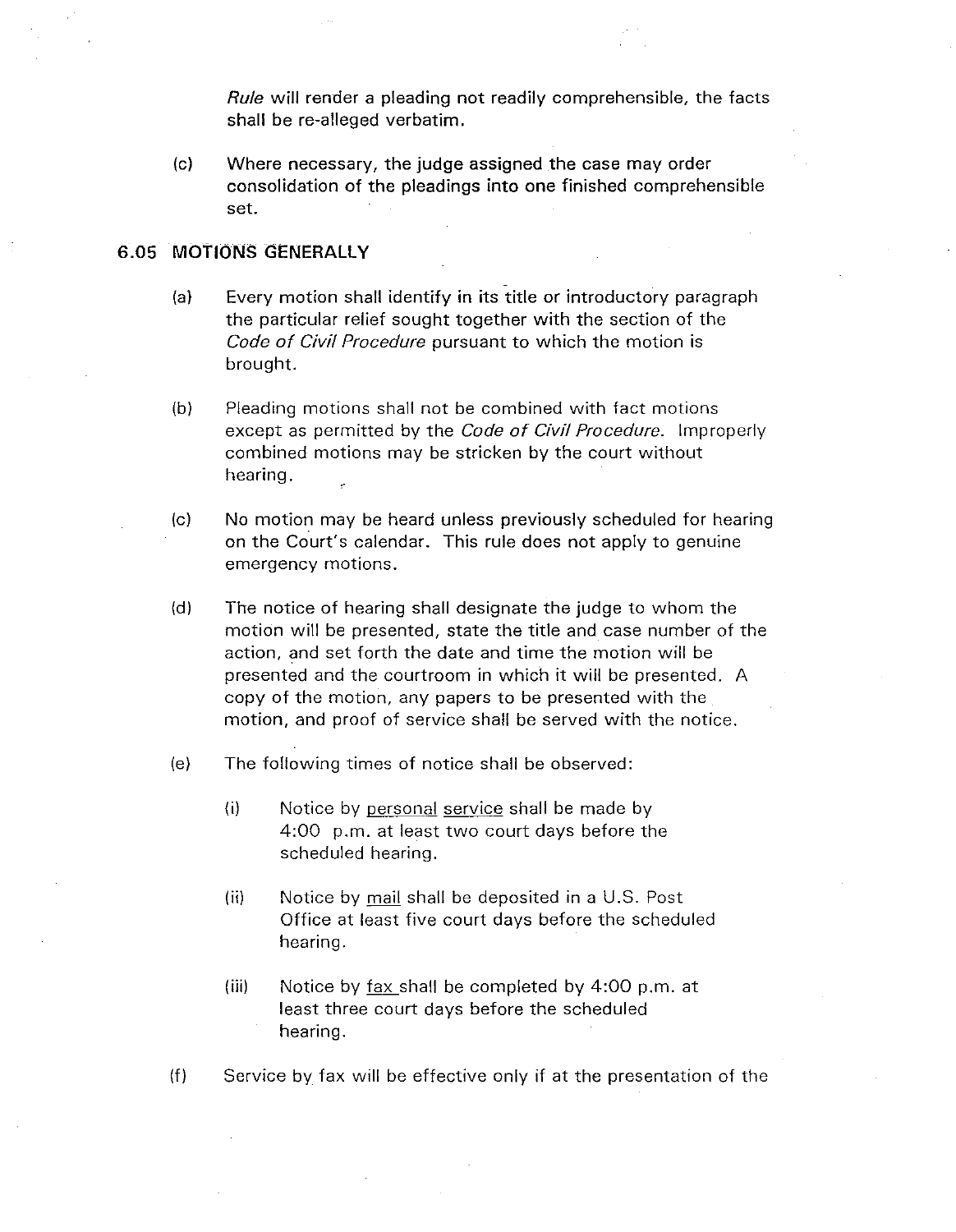*Rule* will render a pleading not readily comprehensible, the facts shall be re-alleged verbatim.

(c) Where necessary, the judge assigned the case may order consolidation of the pleadings into one finished comprehensible set.

## 6.05 MOTIONS GENERALLY

(a) Every motion shall identify in its title or introductory paragraph the particular relief sought together with the section of the *Code of Civil Procedure* pursuant to which the motion is brought.

(b) Pleading motions shall not be combined with fact motions except as permitted by the *Code of Civil Procedure*. Improperly combined motions may be stricken by the court without hearing.

(c) No motion may be heard unless previously scheduled for hearing on the Court's calendar. This rule does not apply to genuine emergency motions.

(d) The notice of hearing shall designate the judge to whom the motion will be presented, state the title and case number of the action, and set forth the date and time the motion will be presented and the courtroom in which it will be presented. A copy of the motion, any papers to be presented with the motion, and proof of service shall be served with the notice.

(e) The following times of notice shall be observed:

   (i) Notice by personal service shall be made by 4:00 p.m. at least two court days before the scheduled hearing.

   (ii) Notice by mail shall be deposited in a U.S. Post Office at least five court days before the scheduled hearing.

   (iii) Notice by fax shall be completed by 4:00 p.m. at least three court days before the scheduled hearing.

(f) Service by fax will be effective only if at the presentation of the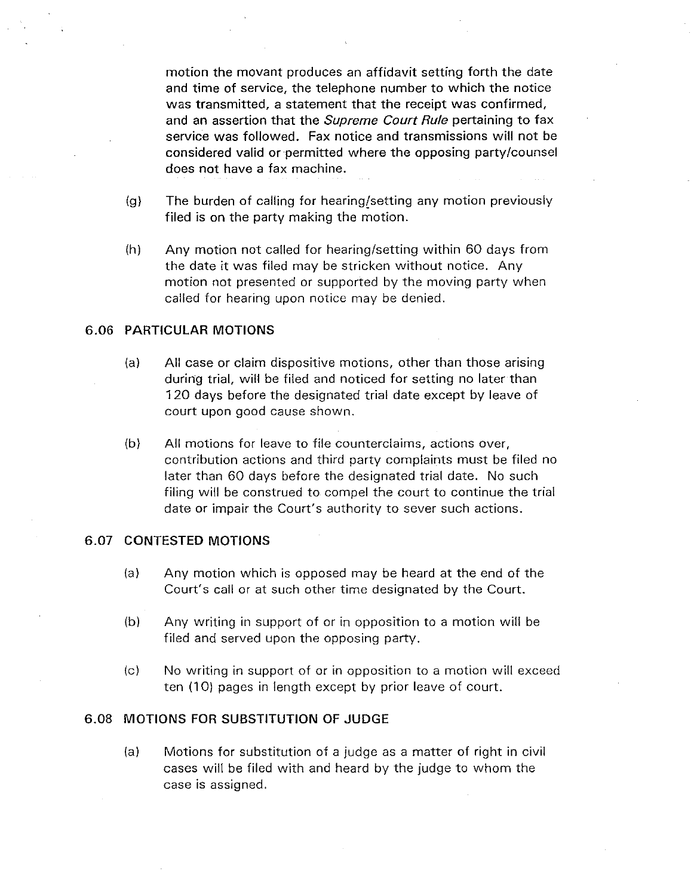motion the movant produces an affidavit setting forth the date and time of service, the telephone number to which the notice was transmitted, a statement that the receipt was confirmed, and an assertion that the *Supreme Court Rule* pertaining to fax service was followed. Fax notice and transmissions will not be considered valid or permitted where the opposing party/counsel does not have a fax machine.

(g) The burden of calling for hearing/setting any motion previously filed is on the party making the motion.

(h) Any motion not called for hearing/setting within 60 days from the date it was filed may be stricken without notice. Any motion not presented or supported by the moving party when called for hearing upon notice may be denied.

## 6.06 PARTICULAR MOTIONS

(a) All case or claim dispositive motions, other than those arising during trial, will be filed and noticed for setting no later than 120 days before the designated trial date except by leave of court upon good cause shown.

(b) All motions for leave to file counterclaims, actions over, contribution actions and third party complaints must be filed no later than 60 days before the designated trial date. No such filing will be construed to compel the court to continue the trial date or impair the Court's authority to sever such actions.

## 6.07 CONTESTED MOTIONS

(a) Any motion which is opposed may be heard at the end of the Court's call or at such other time designated by the Court.

(b) Any writing in support of or in opposition to a motion will be filed and served upon the opposing party.

(c) No writing in support of or in opposition to a motion will exceed ten (10) pages in length except by prior leave of court.

## 6.08 MOTIONS FOR SUBSTITUTION OF JUDGE

(a) Motions for substitution of a judge as a matter of right in civil cases will be filed with and heard by the judge to whom the case is assigned.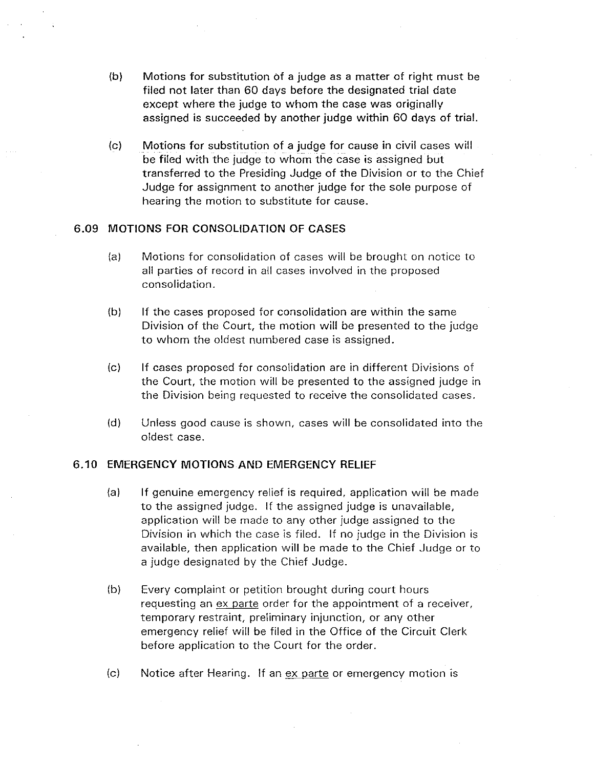(b) Motions for substitution of a judge as a matter of right must be filed not later than 60 days before the designated trial date except where the judge to whom the case was originally assigned is succeeded by another judge within 60 days of trial.

(c) Motions for substitution of a judge for cause in civil cases will be filed with the judge to whom the case is assigned but transferred to the Presiding Judge of the Division or to the Chief Judge for assignment to another judge for the sole purpose of hearing the motion to substitute for cause.

## 6.09 MOTIONS FOR CONSOLIDATION OF CASES

(a) Motions for consolidation of cases will be brought on notice to all parties of record in all cases involved in the proposed consolidation.

(b) If the cases proposed for consolidation are within the same Division of the Court, the motion will be presented to the judge to whom the oldest numbered case is assigned.

(c) If cases proposed for consolidation are in different Divisions of the Court, the motion will be presented to the assigned judge in the Division being requested to receive the consolidated cases.

(d) Unless good cause is shown, cases will be consolidated into the oldest case.

## 6.10 EMERGENCY MOTIONS AND EMERGENCY RELIEF

(a) If genuine emergency relief is required, application will be made to the assigned judge. If the assigned judge is unavailable, application will be made to any other judge assigned to the Division in which the case is filed. If no judge in the Division is available, then application will be made to the Chief Judge or to a judge designated by the Chief Judge.

(b) Every complaint or petition brought during court hours requesting an ex parte order for the appointment of a receiver, temporary restraint, preliminary injunction, or any other emergency relief will be filed in the Office of the Circuit Clerk before application to the Court for the order.

(c) Notice after Hearing. If an ex parte or emergency motion is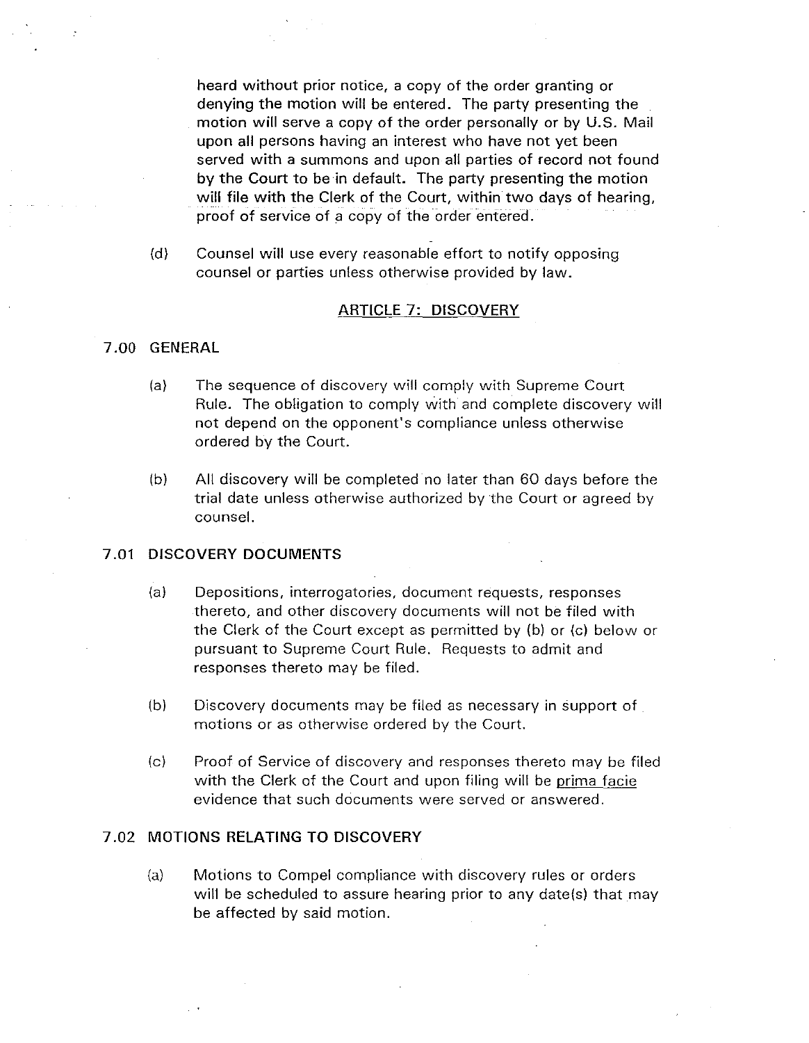heard without prior notice, a copy of the order granting or denying the motion will be entered. The party presenting the motion will serve a copy of the order personally or by U.S. Mail upon all persons having an interest who have not yet been served with a summons and upon all parties of record not found by the Court to be in default. The party presenting the motion will file with the Clerk of the Court, within two days of hearing, proof of service of a copy of the order entered.

(d) Counsel will use every reasonable effort to notify opposing counsel or parties unless otherwise provided by law.

## ARTICLE 7: DISCOVERY

### 7.00 GENERAL

(a) The sequence of discovery will comply with Supreme Court Rule. The obligation to comply with and complete discovery will not depend on the opponent's compliance unless otherwise ordered by the Court.

(b) All discovery will be completed no later than 60 days before the trial date unless otherwise authorized by the Court or agreed by counsel.

### 7.01 DISCOVERY DOCUMENTS

(a) Depositions, interrogatories, document requests, responses thereto, and other discovery documents will not be filed with the Clerk of the Court except as permitted by (b) or (c) below or pursuant to Supreme Court Rule. Requests to admit and responses thereto may be filed.

(b) Discovery documents may be filed as necessary in support of motions or as otherwise ordered by the Court.

(c) Proof of Service of discovery and responses thereto may be filed with the Clerk of the Court and upon filing will be prima facie evidence that such documents were served or answered.

### 7.02 MOTIONS RELATING TO DISCOVERY

(a) Motions to Compel compliance with discovery rules or orders will be scheduled to assure hearing prior to any date(s) that may be affected by said motion.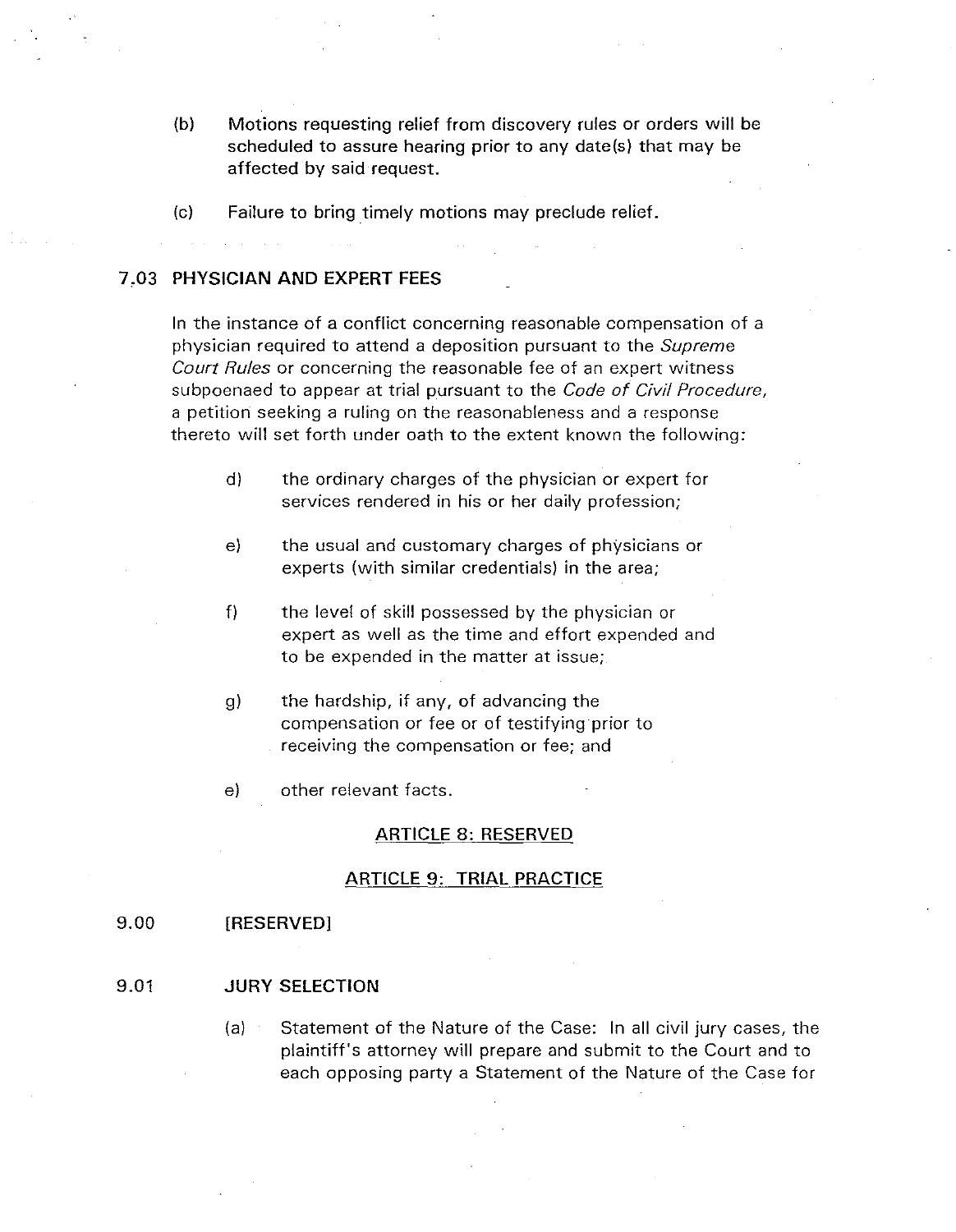(b) Motions requesting relief from discovery rules or orders will be scheduled to assure hearing prior to any date(s) that may be affected by said request.

(c) Failure to bring timely motions may preclude relief.

### 7.03 PHYSICIAN AND EXPERT FEES

In the instance of a conflict concerning reasonable compensation of a physician required to attend a deposition pursuant to the *Supreme Court Rules* or concerning the reasonable fee of an expert witness subpoenaed to appear at trial pursuant to the *Code of Civil Procedure*, a petition seeking a ruling on the reasonableness and a response thereto will set forth under oath to the extent known the following:

d) the ordinary charges of the physician or expert for services rendered in his or her daily profession;

e) the usual and customary charges of physicians or experts (with similar credentials) in the area;

f) the level of skill possessed by the physician or expert as well as the time and effort expended and to be expended in the matter at issue;

g) the hardship, if any, of advancing the compensation or fee or of testifying prior to receiving the compensation or fee; and

e) other relevant facts.

## ARTICLE 8: RESERVED

## ARTICLE 9: TRIAL PRACTICE

### 9.00 [RESERVED]

### 9.01 JURY SELECTION

(a) Statement of the Nature of the Case: In all civil jury cases, the plaintiff's attorney will prepare and submit to the Court and to each opposing party a Statement of the Nature of the Case for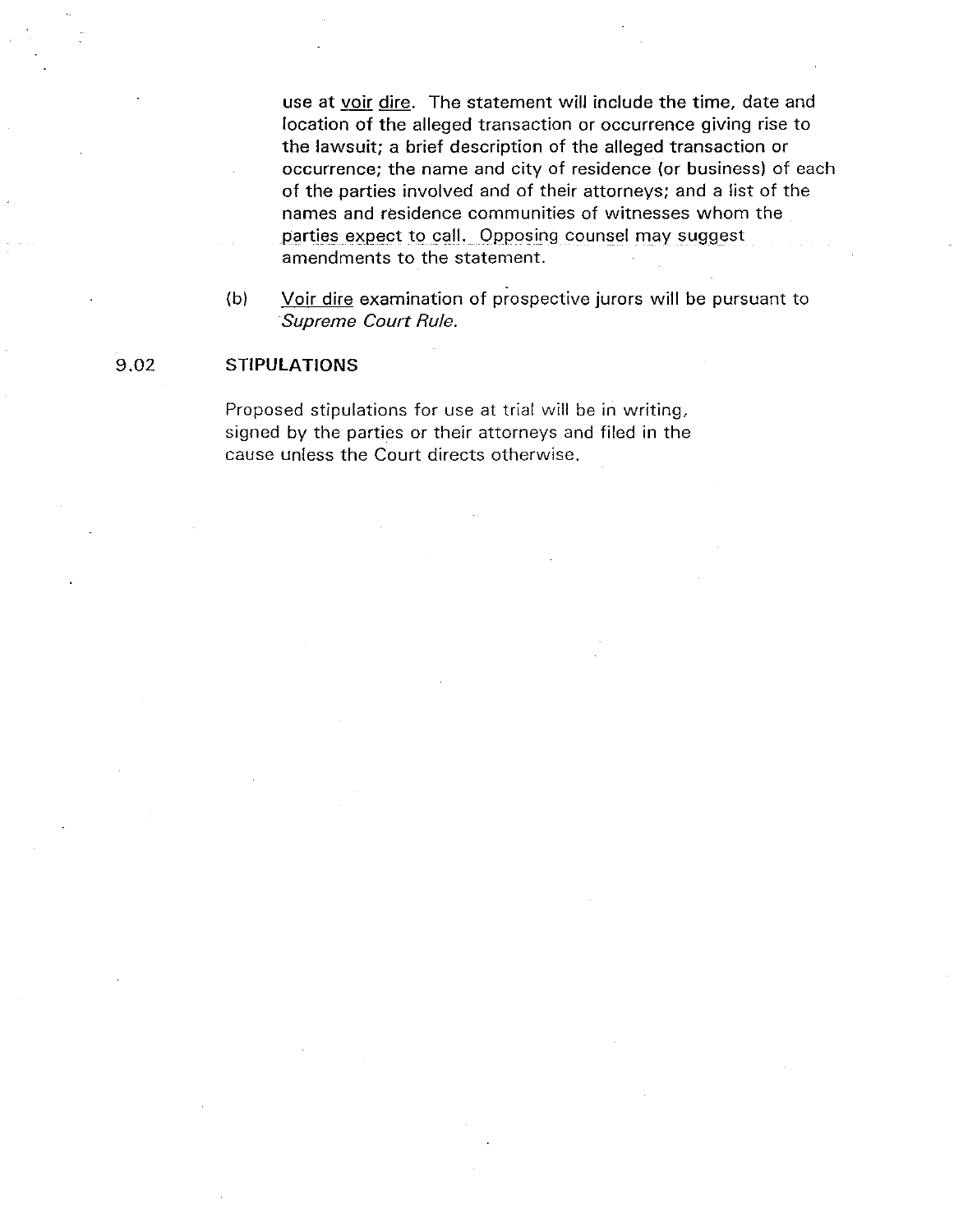use at voir dire. The statement will include the time, date and location of the alleged transaction or occurrence giving rise to the lawsuit; a brief description of the alleged transaction or occurrence; the name and city of residence (or business) of each of the parties involved and of their attorneys; and a list of the names and residence communities of witnesses whom the parties expect to call. Opposing counsel may suggest amendments to the statement.

(b) Voir dire examination of prospective jurors will be pursuant to *Supreme Court Rule.*

## 9.02 STIPULATIONS

Proposed stipulations for use at trial will be in writing, signed by the parties or their attorneys and filed in the cause unless the Court directs otherwise.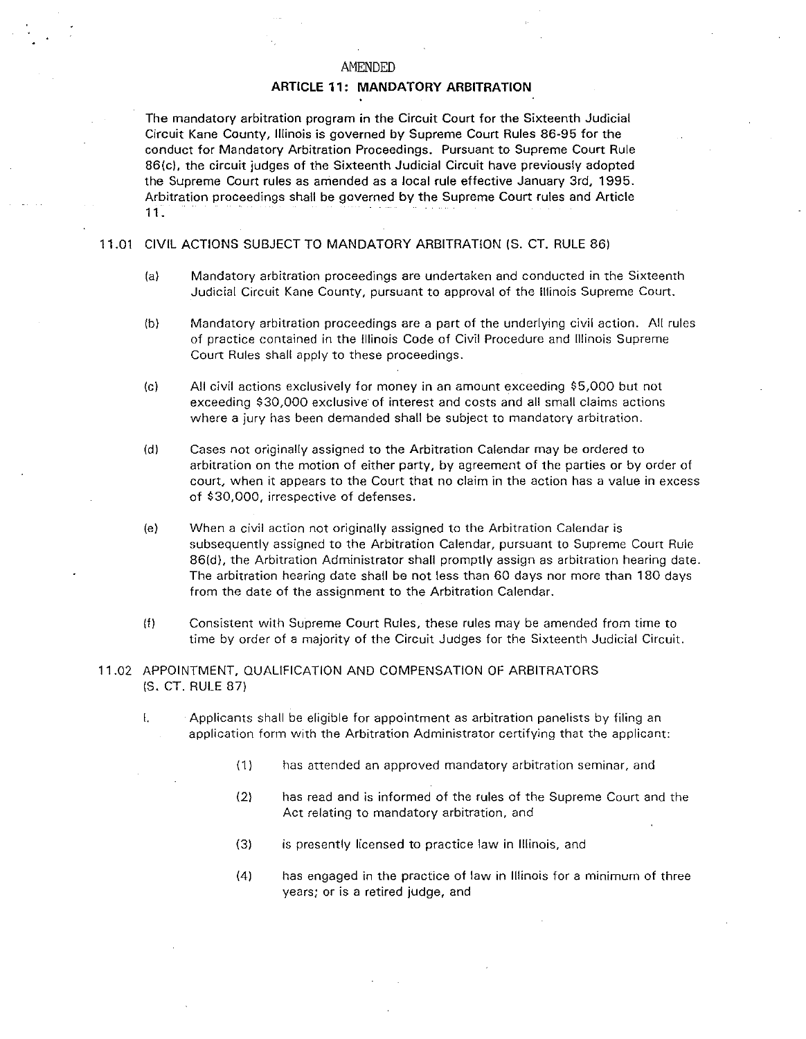AMENDED

## ARTICLE 11: MANDATORY ARBITRATION

The mandatory arbitration program in the Circuit Court for the Sixteenth Judicial Circuit Kane County, Illinois is governed by Supreme Court Rules 86-95 for the conduct for Mandatory Arbitration Proceedings. Pursuant to Supreme Court Rule 86(c), the circuit judges of the Sixteenth Judicial Circuit have previously adopted the Supreme Court rules as amended as a local rule effective January 3rd, 1995. Arbitration proceedings shall be governed by the Supreme Court rules and Article 11.

### 11.01 CIVIL ACTIONS SUBJECT TO MANDATORY ARBITRATION (S. CT. RULE 86)

(a) Mandatory arbitration proceedings are undertaken and conducted in the Sixteenth Judicial Circuit Kane County, pursuant to approval of the Illinois Supreme Court.

(b) Mandatory arbitration proceedings are a part of the underlying civil action. All rules of practice contained in the Illinois Code of Civil Procedure and Illinois Supreme Court Rules shall apply to these proceedings.

(c) All civil actions exclusively for money in an amount exceeding $5,000 but not exceeding $30,000 exclusive of interest and costs and all small claims actions where a jury has been demanded shall be subject to mandatory arbitration.

(d) Cases not originally assigned to the Arbitration Calendar may be ordered to arbitration on the motion of either party, by agreement of the parties or by order of court, when it appears to the Court that no claim in the action has a value in excess of $30,000, irrespective of defenses.

(e) When a civil action not originally assigned to the Arbitration Calendar is subsequently assigned to the Arbitration Calendar, pursuant to Supreme Court Rule 86(d), the Arbitration Administrator shall promptly assign as arbitration hearing date. The arbitration hearing date shall be not less than 60 days nor more than 180 days from the date of the assignment to the Arbitration Calendar.

(f) Consistent with Supreme Court Rules, these rules may be amended from time to time by order of a majority of the Circuit Judges for the Sixteenth Judicial Circuit.

### 11.02 APPOINTMENT, QUALIFICATION AND COMPENSATION OF ARBITRATORS (S. CT. RULE 87)

I. Applicants shall be eligible for appointment as arbitration panelists by filing an application form with the Arbitration Administrator certifying that the applicant:

(1) has attended an approved mandatory arbitration seminar, and

(2) has read and is informed of the rules of the Supreme Court and the Act relating to mandatory arbitration, and

(3) is presently licensed to practice law in Illinois, and

(4) has engaged in the practice of law in Illinois for a minimum of three years; or is a retired judge, and